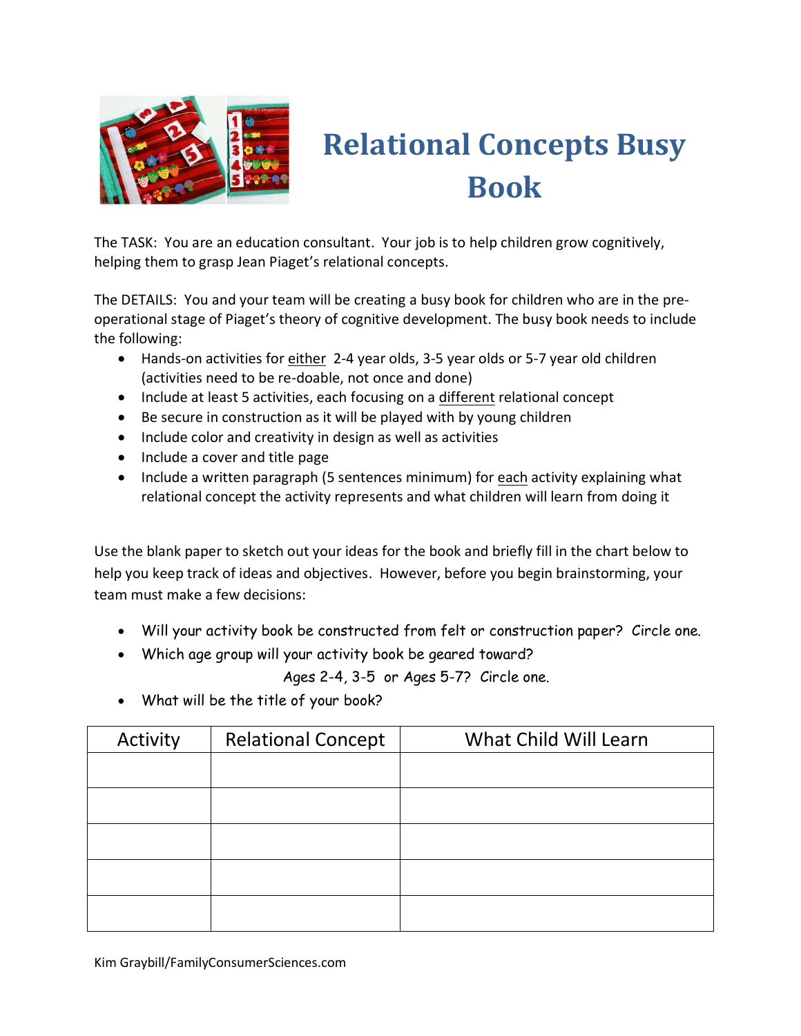# Relational Concepts Busy Book

The TASK: You are an education consultant. Your job is to help children grow cognitively, helping them to grasp Jean Piaget's relational concepts.

The DETAILS: You and your team will be creating a busy book for children who are in the pre-operational stage of Piaget's theory of cognitive development. The busy book needs to include the following:

- Hands-on activities for <u>either</u> 2-4 year olds, 3-5 year olds or 5-7 year old children (activities need to be re-doable, not once and done)
- Include at least 5 activities, each focusing on a <u>different</u> relational concept
- Be secure in construction as it will be played with by young children
- Include color and creativity in design as well as activities
- Include a cover and title page
- Include a written paragraph (5 sentences minimum) for <u>each</u> activity explaining what relational concept the activity represents and what children will learn from doing it

Use the blank paper to sketch out your ideas for the book and briefly fill in the chart below to help you keep track of ideas and objectives. However, before you begin brainstorming, your team must make a few decisions:

- Will your activity book be constructed from felt or construction paper? Circle one.
- Which age group will your activity book be geared toward?

  Ages 2-4, 3-5 or Ages 5-7? Circle one.
- What will be the title of your book?

| Activity | Relational Concept | What Child Will Learn |
| --- | --- | --- |
| | | |
| | | |
| | | |
| | | |
| | | |

Kim Graybill/FamilyConsumerSciences.com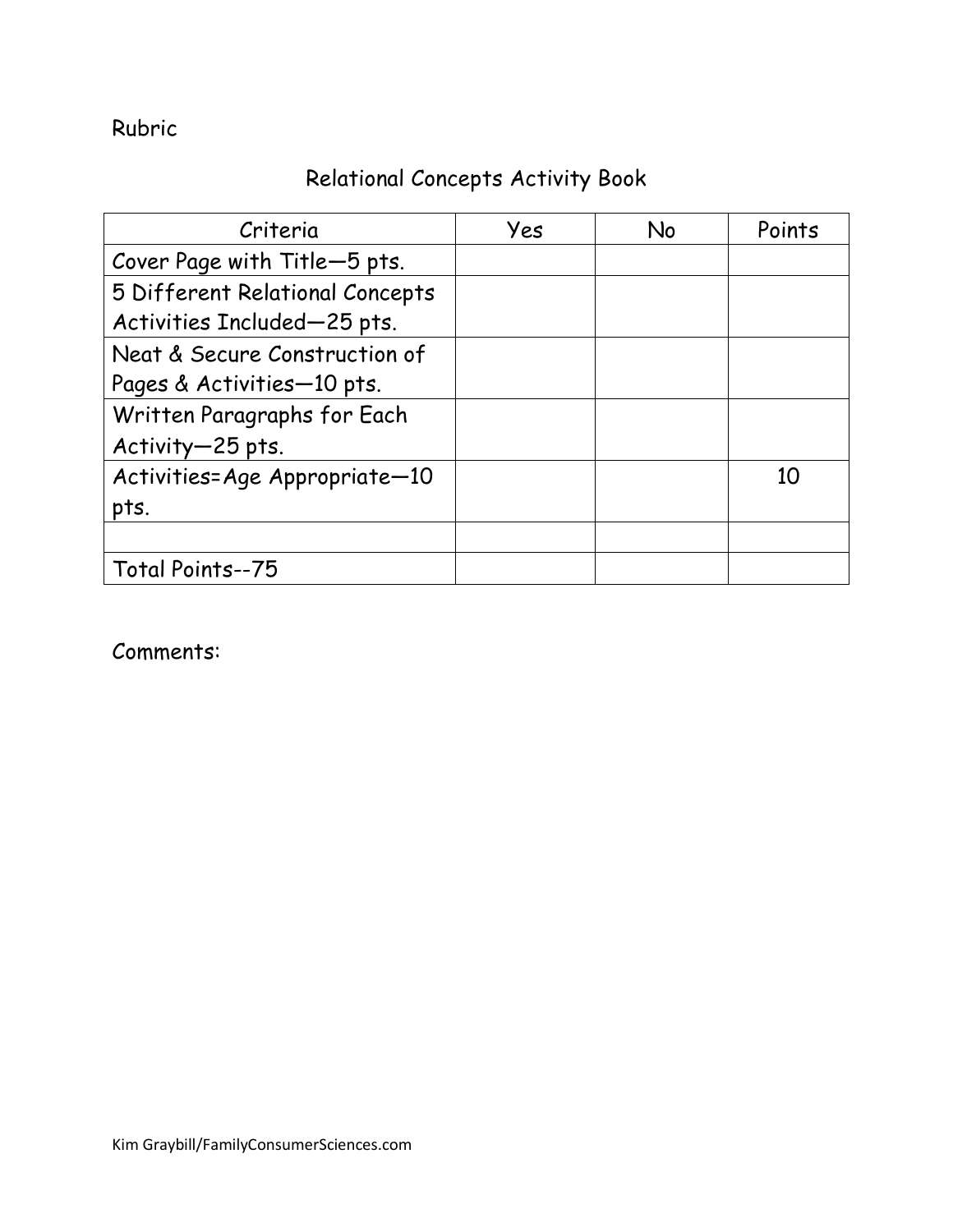Rubric

# Relational Concepts Activity Book

| Criteria | Yes | No | Points |
| --- | --- | --- | --- |
| Cover Page with Title—5 pts. | | | |
| 5 Different Relational Concepts Activities Included—25 pts. | | | |
| Neat & Secure Construction of Pages & Activities—10 pts. | | | |
| Written Paragraphs for Each Activity—25 pts. | | | |
| Activities=Age Appropriate—10 pts. | | | 10 |
| | | | |
| Total Points--75 | | | |

Comments:

Kim Graybill/FamilyConsumerSciences.com